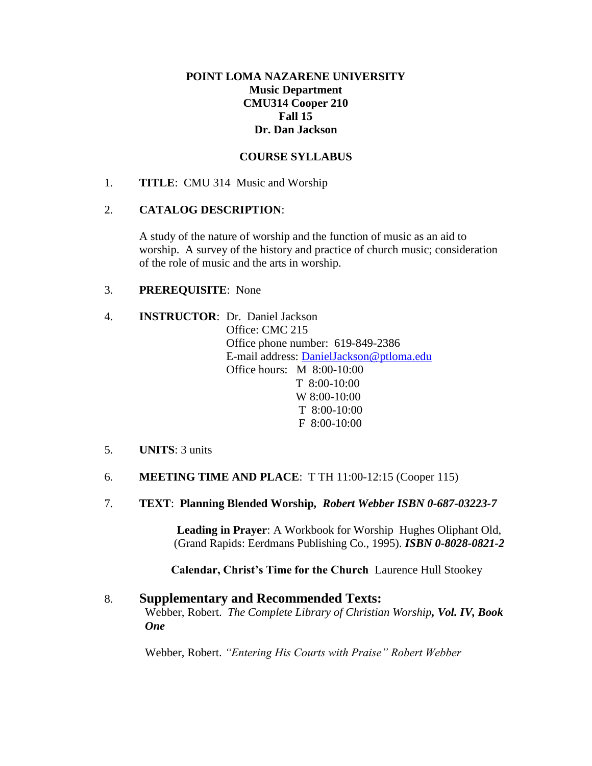**POINT LOMA NAZARENE UNIVERSITY**
**Music Department**
**CMU314 Cooper 210**
**Fall 15**
**Dr. Dan Jackson**

## COURSE SYLLABUS

1. **TITLE**: CMU 314 Music and Worship

2. **CATALOG DESCRIPTION**:

   A study of the nature of worship and the function of music as an aid to worship. A survey of the history and practice of church music; consideration of the role of music and the arts in worship.

3. **PREREQUISITE**: None

4. **INSTRUCTOR**: Dr. Daniel Jackson
   Office: CMC 215
   Office phone number: 619-849-2386
   E-mail address: DanielJackson@ptloma.edu
   Office hours: M 8:00-10:00
   T 8:00-10:00
   W 8:00-10:00
   T 8:00-10:00
   F 8:00-10:00

5. **UNITS**: 3 units

6. **MEETING TIME AND PLACE**: T TH 11:00-12:15 (Cooper 115)

7. **TEXT**: **Planning Blended Worship,** ***Robert Webber ISBN 0-687-03223-7***

   **Leading in Prayer**: A Workbook for Worship Hughes Oliphant Old, (Grand Rapids: Eerdmans Publishing Co., 1995). ***ISBN 0-8028-0821-2***

   **Calendar, Christ's Time for the Church** Laurence Hull Stookey

8. **Supplementary and Recommended Texts:**

   Webber, Robert. *The Complete Library of Christian Worship****, Vol. IV, Book One***

   Webber, Robert. *"Entering His Courts with Praise" Robert Webber*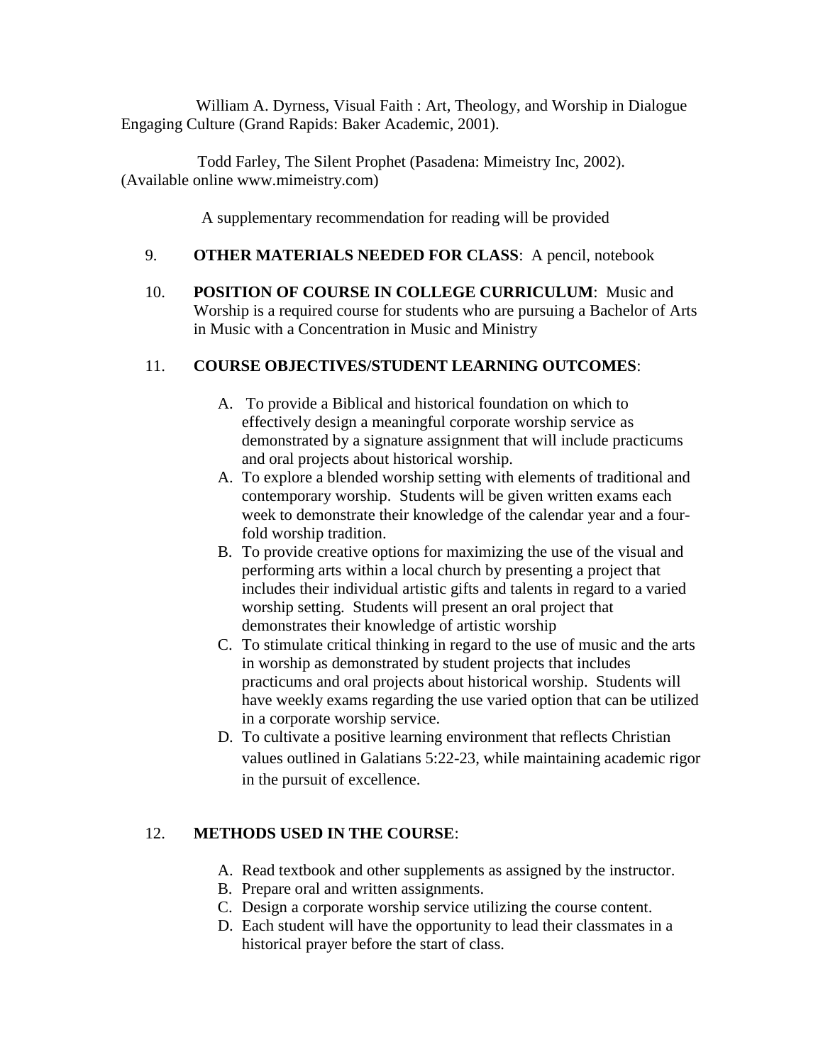William A. Dyrness, Visual Faith : Art, Theology, and Worship in Dialogue Engaging Culture (Grand Rapids: Baker Academic, 2001).

Todd Farley, The Silent Prophet (Pasadena: Mimeistry Inc, 2002). (Available online www.mimeistry.com)

A supplementary recommendation for reading will be provided

9. **OTHER MATERIALS NEEDED FOR CLASS**: A pencil, notebook

10. **POSITION OF COURSE IN COLLEGE CURRICULUM**: Music and Worship is a required course for students who are pursuing a Bachelor of Arts in Music with a Concentration in Music and Ministry

11. **COURSE OBJECTIVES/STUDENT LEARNING OUTCOMES**:

    A. To provide a Biblical and historical foundation on which to effectively design a meaningful corporate worship service as demonstrated by a signature assignment that will include practicums and oral projects about historical worship.
    A. To explore a blended worship setting with elements of traditional and contemporary worship. Students will be given written exams each week to demonstrate their knowledge of the calendar year and a four-fold worship tradition.
    B. To provide creative options for maximizing the use of the visual and performing arts within a local church by presenting a project that includes their individual artistic gifts and talents in regard to a varied worship setting. Students will present an oral project that demonstrates their knowledge of artistic worship
    C. To stimulate critical thinking in regard to the use of music and the arts in worship as demonstrated by student projects that includes practicums and oral projects about historical worship. Students will have weekly exams regarding the use varied option that can be utilized in a corporate worship service.
    D. To cultivate a positive learning environment that reflects Christian values outlined in Galatians 5:22-23, while maintaining academic rigor in the pursuit of excellence.

12. **METHODS USED IN THE COURSE**:

    A. Read textbook and other supplements as assigned by the instructor.
    B. Prepare oral and written assignments.
    C. Design a corporate worship service utilizing the course content.
    D. Each student will have the opportunity to lead their classmates in a historical prayer before the start of class.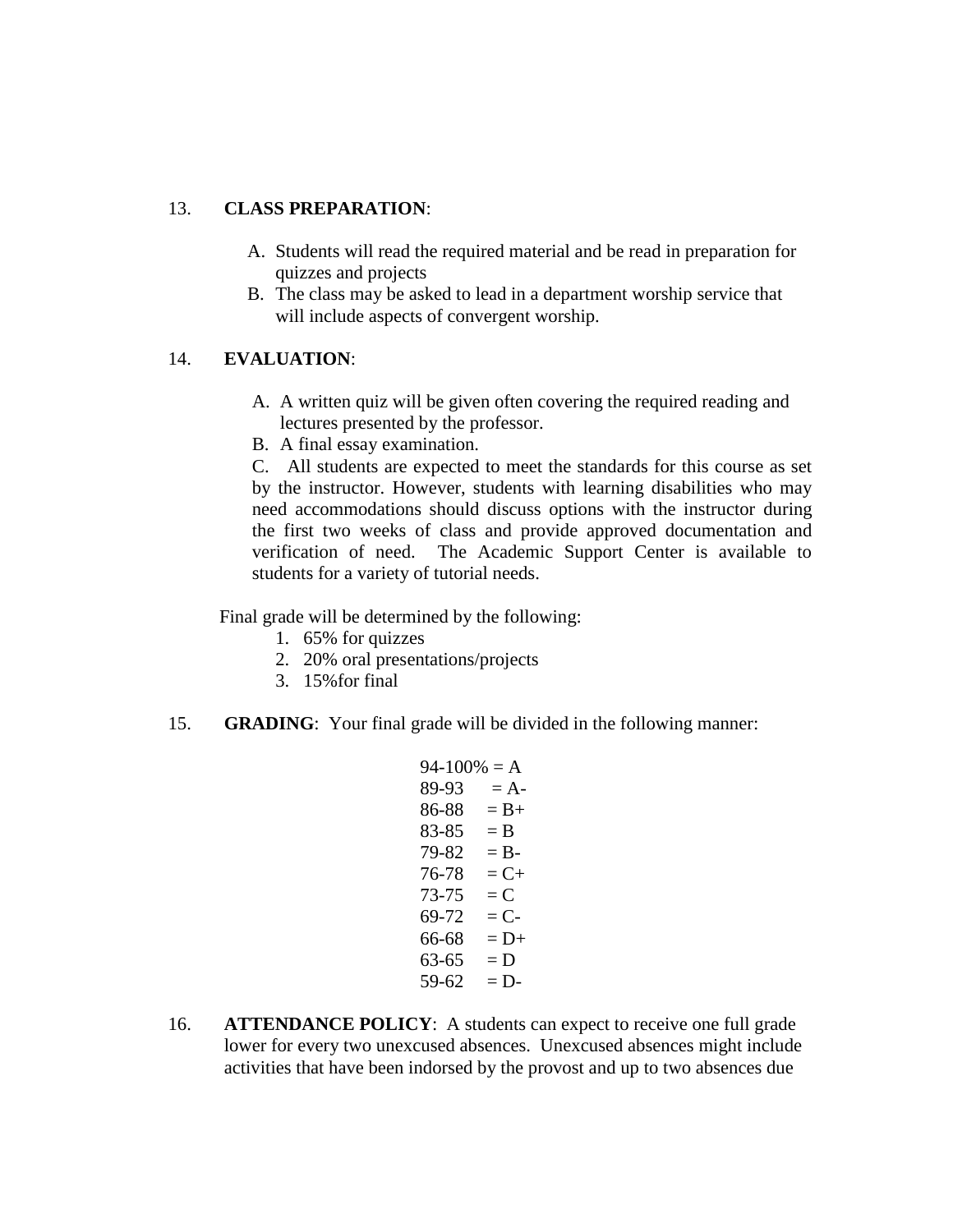13. **CLASS PREPARATION**:

  A. Students will read the required material and be read in preparation for quizzes and projects
  B. The class may be asked to lead in a department worship service that will include aspects of convergent worship.

14. **EVALUATION**:

  A. A written quiz will be given often covering the required reading and lectures presented by the professor.
  B. A final essay examination.
  C. All students are expected to meet the standards for this course as set by the instructor. However, students with learning disabilities who may need accommodations should discuss options with the instructor during the first two weeks of class and provide approved documentation and verification of need. The Academic Support Center is available to students for a variety of tutorial needs.

Final grade will be determined by the following:

1. 65% for quizzes
2. 20% oral presentations/projects
3. 15%for final

15. **GRADING**: Your final grade will be divided in the following manner:

94-100% = A
89-93 = A-
86-88 = B+
83-85 = B
79-82 = B-
76-78 = C+
73-75 = C
69-72 = C-
66-68 = D+
63-65 = D
59-62 = D-

16. **ATTENDANCE POLICY**: A students can expect to receive one full grade lower for every two unexcused absences. Unexcused absences might include activities that have been indorsed by the provost and up to two absences due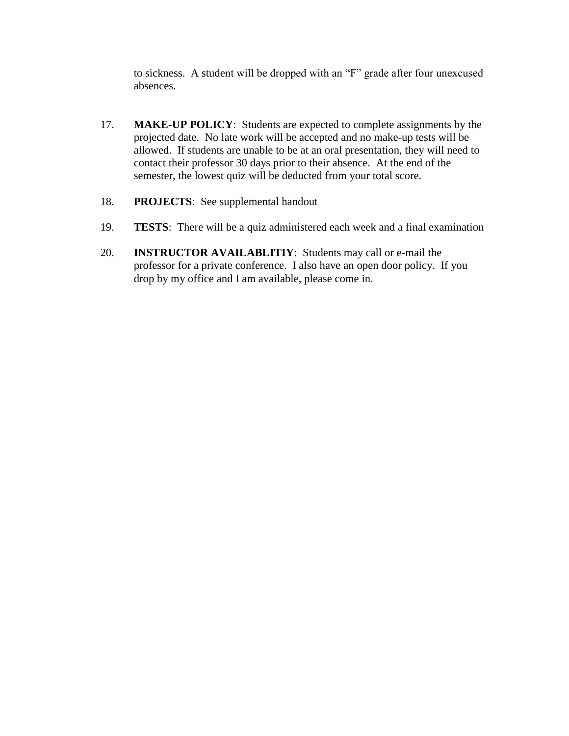to sickness. A student will be dropped with an "F" grade after four unexcused absences.

17. **MAKE-UP POLICY**: Students are expected to complete assignments by the projected date. No late work will be accepted and no make-up tests will be allowed. If students are unable to be at an oral presentation, they will need to contact their professor 30 days prior to their absence. At the end of the semester, the lowest quiz will be deducted from your total score.

18. **PROJECTS**: See supplemental handout

19. **TESTS**: There will be a quiz administered each week and a final examination

20. **INSTRUCTOR AVAILABLITIY**: Students may call or e-mail the professor for a private conference. I also have an open door policy. If you drop by my office and I am available, please come in.